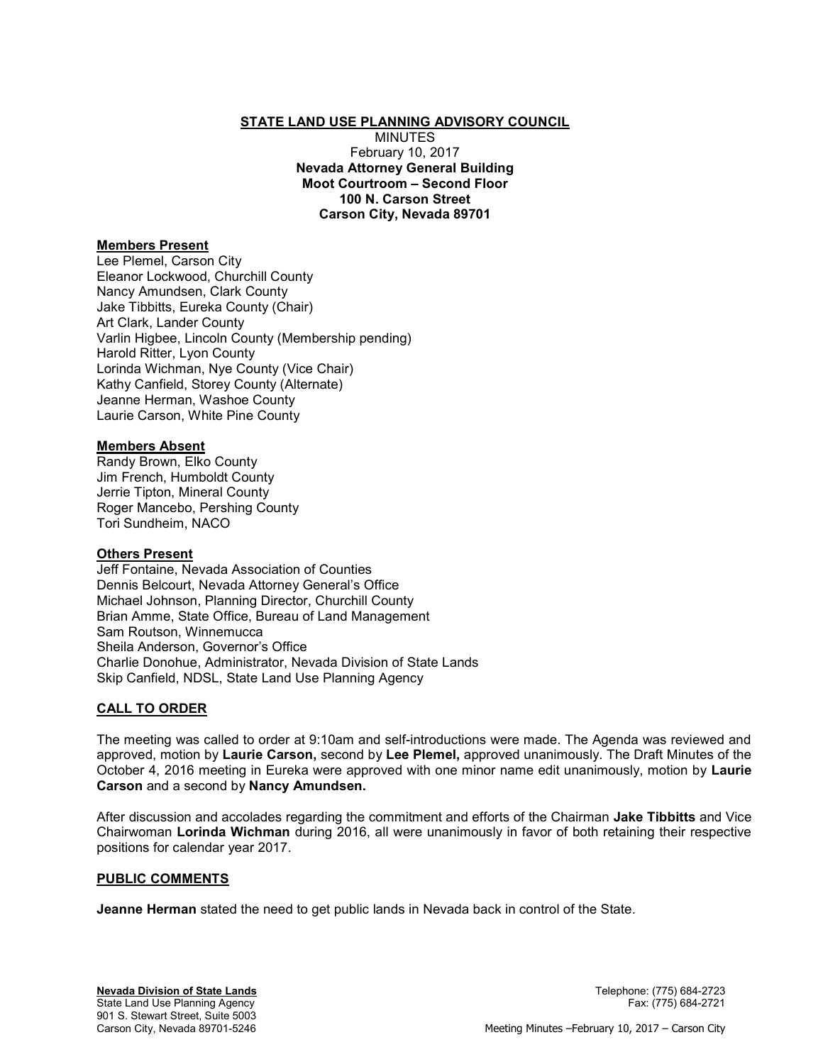**STATE LAND USE PLANNING ADVISORY COUNCIL**

MINUTES
February 10, 2017
**Nevada Attorney General Building**
**Moot Courtroom – Second Floor**
**100 N. Carson Street**
**Carson City, Nevada 89701**

**Members Present**

Lee Plemel, Carson City
Eleanor Lockwood, Churchill County
Nancy Amundsen, Clark County
Jake Tibbitts, Eureka County (Chair)
Art Clark, Lander County
Varlin Higbee, Lincoln County (Membership pending)
Harold Ritter, Lyon County
Lorinda Wichman, Nye County (Vice Chair)
Kathy Canfield, Storey County (Alternate)
Jeanne Herman, Washoe County
Laurie Carson, White Pine County

**Members Absent**

Randy Brown, Elko County
Jim French, Humboldt County
Jerrie Tipton, Mineral County
Roger Mancebo, Pershing County
Tori Sundheim, NACO

**Others Present**

Jeff Fontaine, Nevada Association of Counties
Dennis Belcourt, Nevada Attorney General's Office
Michael Johnson, Planning Director, Churchill County
Brian Amme, State Office, Bureau of Land Management
Sam Routson, Winnemucca
Sheila Anderson, Governor's Office
Charlie Donohue, Administrator, Nevada Division of State Lands
Skip Canfield, NDSL, State Land Use Planning Agency

## CALL TO ORDER

The meeting was called to order at 9:10am and self-introductions were made. The Agenda was reviewed and approved, motion by **Laurie Carson,** second by **Lee Plemel,** approved unanimously. The Draft Minutes of the October 4, 2016 meeting in Eureka were approved with one minor name edit unanimously, motion by **Laurie Carson** and a second by **Nancy Amundsen.**

After discussion and accolades regarding the commitment and efforts of the Chairman **Jake Tibbitts** and Vice Chairwoman **Lorinda Wichman** during 2016, all were unanimously in favor of both retaining their respective positions for calendar year 2017.

## PUBLIC COMMENTS

**Jeanne Herman** stated the need to get public lands in Nevada back in control of the State.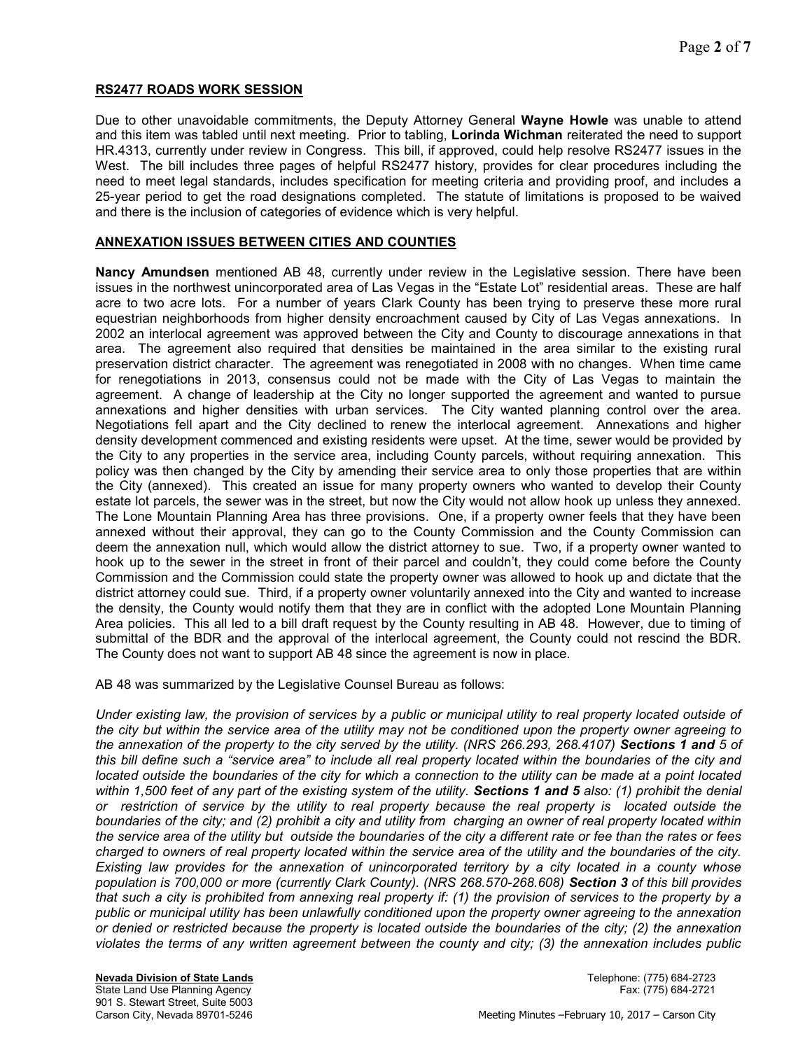## RS2477 ROADS WORK SESSION

Due to other unavoidable commitments, the Deputy Attorney General **Wayne Howle** was unable to attend and this item was tabled until next meeting. Prior to tabling, **Lorinda Wichman** reiterated the need to support HR.4313, currently under review in Congress. This bill, if approved, could help resolve RS2477 issues in the West. The bill includes three pages of helpful RS2477 history, provides for clear procedures including the need to meet legal standards, includes specification for meeting criteria and providing proof, and includes a 25-year period to get the road designations completed. The statute of limitations is proposed to be waived and there is the inclusion of categories of evidence which is very helpful.

## ANNEXATION ISSUES BETWEEN CITIES AND COUNTIES

**Nancy Amundsen** mentioned AB 48, currently under review in the Legislative session. There have been issues in the northwest unincorporated area of Las Vegas in the "Estate Lot" residential areas. These are half acre to two acre lots. For a number of years Clark County has been trying to preserve these more rural equestrian neighborhoods from higher density encroachment caused by City of Las Vegas annexations. In 2002 an interlocal agreement was approved between the City and County to discourage annexations in that area. The agreement also required that densities be maintained in the area similar to the existing rural preservation district character. The agreement was renegotiated in 2008 with no changes. When time came for renegotiations in 2013, consensus could not be made with the City of Las Vegas to maintain the agreement. A change of leadership at the City no longer supported the agreement and wanted to pursue annexations and higher densities with urban services. The City wanted planning control over the area. Negotiations fell apart and the City declined to renew the interlocal agreement. Annexations and higher density development commenced and existing residents were upset. At the time, sewer would be provided by the City to any properties in the service area, including County parcels, without requiring annexation. This policy was then changed by the City by amending their service area to only those properties that are within the City (annexed). This created an issue for many property owners who wanted to develop their County estate lot parcels, the sewer was in the street, but now the City would not allow hook up unless they annexed. The Lone Mountain Planning Area has three provisions. One, if a property owner feels that they have been annexed without their approval, they can go to the County Commission and the County Commission can deem the annexation null, which would allow the district attorney to sue. Two, if a property owner wanted to hook up to the sewer in the street in front of their parcel and couldn't, they could come before the County Commission and the Commission could state the property owner was allowed to hook up and dictate that the district attorney could sue. Third, if a property owner voluntarily annexed into the City and wanted to increase the density, the County would notify them that they are in conflict with the adopted Lone Mountain Planning Area policies. This all led to a bill draft request by the County resulting in AB 48. However, due to timing of submittal of the BDR and the approval of the interlocal agreement, the County could not rescind the BDR. The County does not want to support AB 48 since the agreement is now in place.

AB 48 was summarized by the Legislative Counsel Bureau as follows:

*Under existing law, the provision of services by a public or municipal utility to real property located outside of the city but within the service area of the utility may not be conditioned upon the property owner agreeing to the annexation of the property to the city served by the utility. (NRS 266.293, 268.4107)* ***Sections 1 and*** *5 of this bill define such a "service area" to include all real property located within the boundaries of the city and located outside the boundaries of the city for which a connection to the utility can be made at a point located within 1,500 feet of any part of the existing system of the utility.* ***Sections 1 and 5*** *also: (1) prohibit the denial or restriction of service by the utility to real property because the real property is located outside the boundaries of the city; and (2) prohibit a city and utility from charging an owner of real property located within the service area of the utility but outside the boundaries of the city a different rate or fee than the rates or fees charged to owners of real property located within the service area of the utility and the boundaries of the city. Existing law provides for the annexation of unincorporated territory by a city located in a county whose population is 700,000 or more (currently Clark County). (NRS 268.570-268.608)* ***Section 3*** *of this bill provides that such a city is prohibited from annexing real property if: (1) the provision of services to the property by a public or municipal utility has been unlawfully conditioned upon the property owner agreeing to the annexation or denied or restricted because the property is located outside the boundaries of the city; (2) the annexation violates the terms of any written agreement between the county and city; (3) the annexation includes public*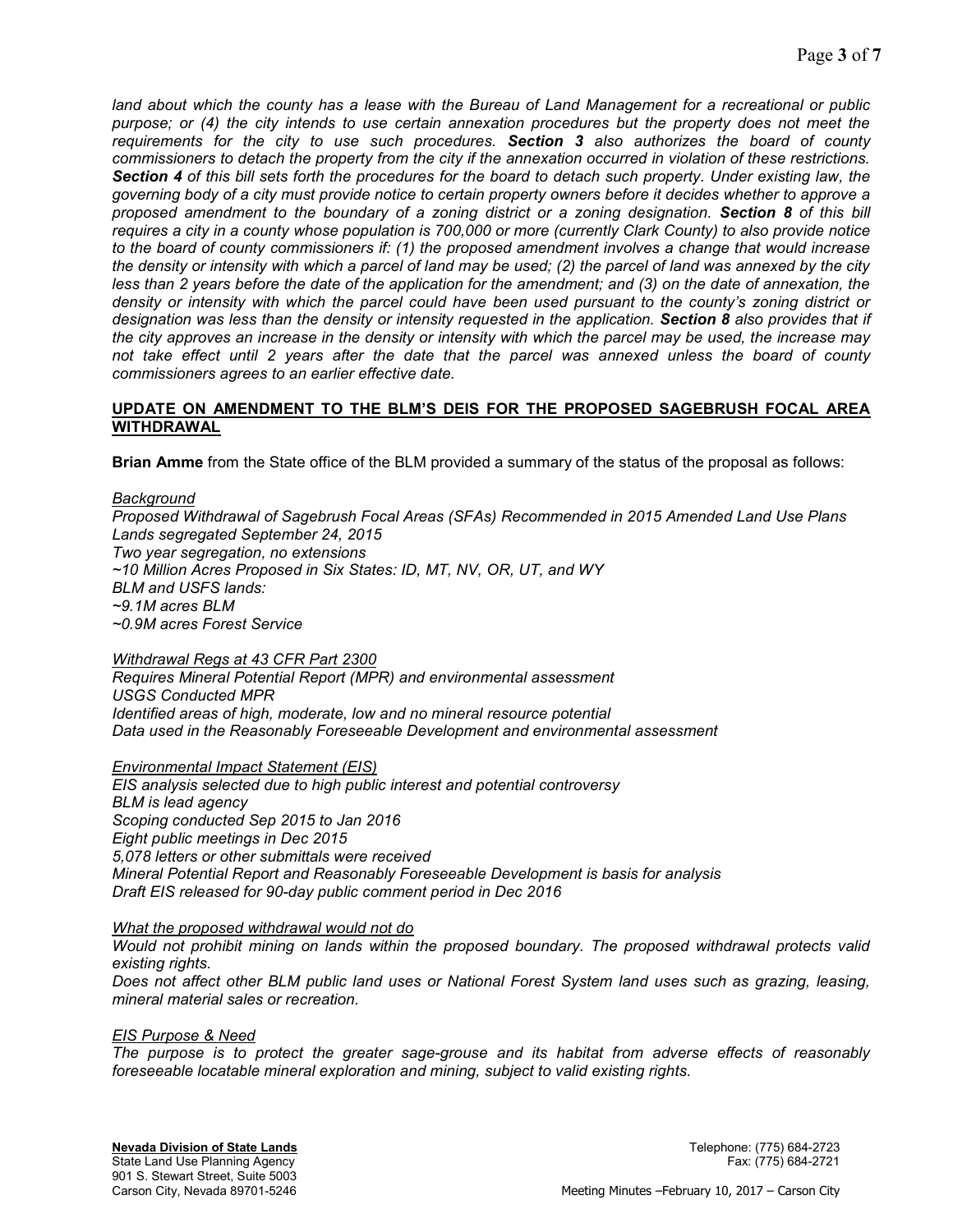*land about which the county has a lease with the Bureau of Land Management for a recreational or public purpose; or (4) the city intends to use certain annexation procedures but the property does not meet the requirements for the city to use such procedures.* ***Section 3*** *also authorizes the board of county commissioners to detach the property from the city if the annexation occurred in violation of these restrictions.* ***Section 4*** *of this bill sets forth the procedures for the board to detach such property. Under existing law, the governing body of a city must provide notice to certain property owners before it decides whether to approve a proposed amendment to the boundary of a zoning district or a zoning designation.* ***Section 8*** *of this bill requires a city in a county whose population is 700,000 or more (currently Clark County) to also provide notice to the board of county commissioners if: (1) the proposed amendment involves a change that would increase the density or intensity with which a parcel of land may be used; (2) the parcel of land was annexed by the city less than 2 years before the date of the application for the amendment; and (3) on the date of annexation, the density or intensity with which the parcel could have been used pursuant to the county's zoning district or designation was less than the density or intensity requested in the application.* ***Section 8*** *also provides that if the city approves an increase in the density or intensity with which the parcel may be used, the increase may not take effect until 2 years after the date that the parcel was annexed unless the board of county commissioners agrees to an earlier effective date.*

## UPDATE ON AMENDMENT TO THE BLM'S DEIS FOR THE PROPOSED SAGEBRUSH FOCAL AREA WITHDRAWAL

**Brian Amme** from the State office of the BLM provided a summary of the status of the proposal as follows:

*Background*

*Proposed Withdrawal of Sagebrush Focal Areas (SFAs) Recommended in 2015 Amended Land Use Plans*
*Lands segregated September 24, 2015*
*Two year segregation, no extensions*
*~10 Million Acres Proposed in Six States: ID, MT, NV, OR, UT, and WY*
*BLM and USFS lands:*
*~9.1M acres BLM*
*~0.9M acres Forest Service*

*Withdrawal Regs at 43 CFR Part 2300*

*Requires Mineral Potential Report (MPR) and environmental assessment*
*USGS Conducted MPR*
*Identified areas of high, moderate, low and no mineral resource potential*
*Data used in the Reasonably Foreseeable Development and environmental assessment*

*Environmental Impact Statement (EIS)*

*EIS analysis selected due to high public interest and potential controversy*
*BLM is lead agency*
*Scoping conducted Sep 2015 to Jan 2016*
*Eight public meetings in Dec 2015*
*5,078 letters or other submittals were received*
*Mineral Potential Report and Reasonably Foreseeable Development is basis for analysis*
*Draft EIS released for 90-day public comment period in Dec 2016*

*What the proposed withdrawal would not do*

*Would not prohibit mining on lands within the proposed boundary. The proposed withdrawal protects valid existing rights.*
*Does not affect other BLM public land uses or National Forest System land uses such as grazing, leasing, mineral material sales or recreation.*

*EIS Purpose & Need*

*The purpose is to protect the greater sage-grouse and its habitat from adverse effects of reasonably foreseeable locatable mineral exploration and mining, subject to valid existing rights.*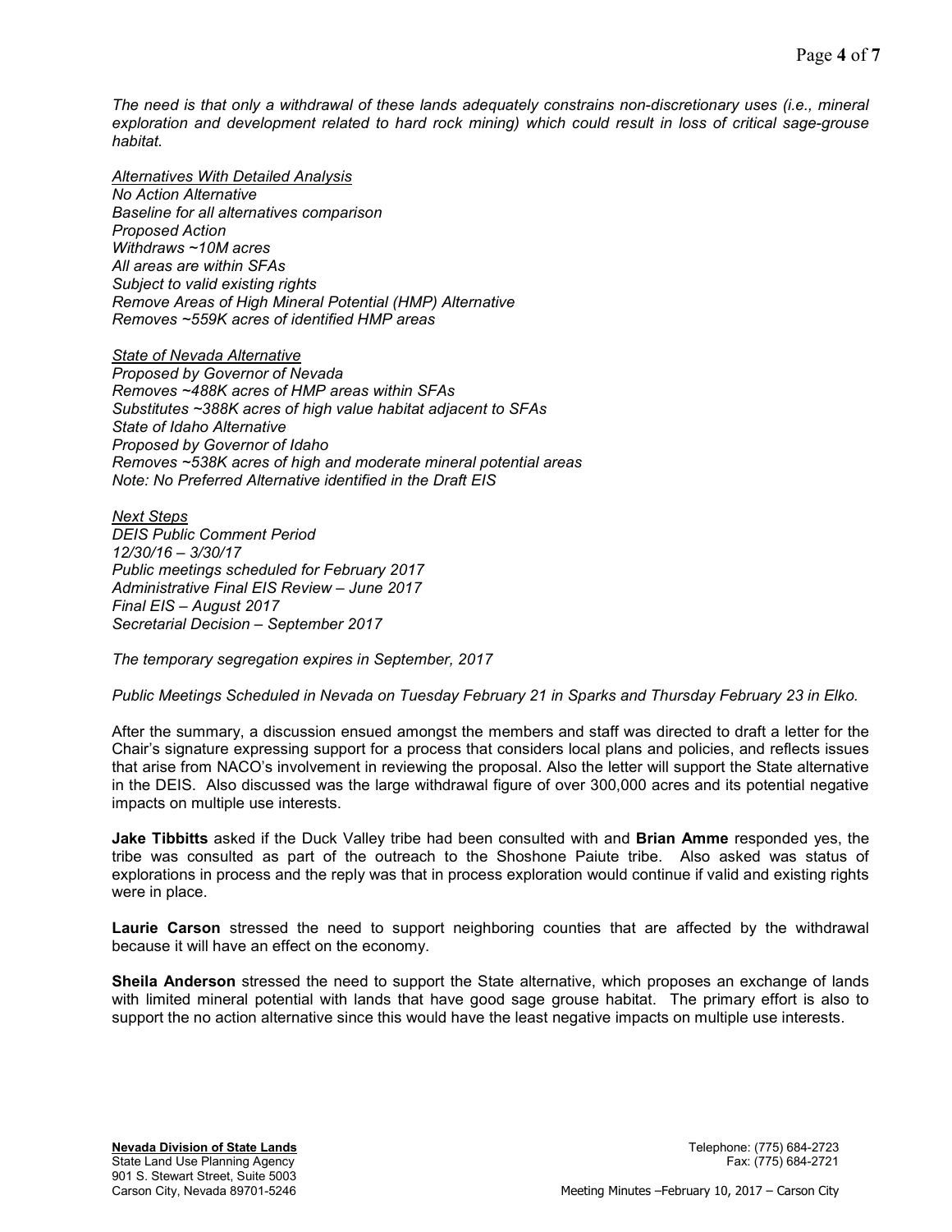*The need is that only a withdrawal of these lands adequately constrains non-discretionary uses (i.e., mineral exploration and development related to hard rock mining) which could result in loss of critical sage-grouse habitat.*

***Alternatives With Detailed Analysis***
*No Action Alternative*
*Baseline for all alternatives comparison*
*Proposed Action*
*Withdraws ~10M acres*
*All areas are within SFAs*
*Subject to valid existing rights*
*Remove Areas of High Mineral Potential (HMP) Alternative*
*Removes ~559K acres of identified HMP areas*

***State of Nevada Alternative***
*Proposed by Governor of Nevada*
*Removes ~488K acres of HMP areas within SFAs*
*Substitutes ~388K acres of high value habitat adjacent to SFAs*
*State of Idaho Alternative*
*Proposed by Governor of Idaho*
*Removes ~538K acres of high and moderate mineral potential areas*
*Note: No Preferred Alternative identified in the Draft EIS*

***Next Steps***
*DEIS Public Comment Period*
*12/30/16 – 3/30/17*
*Public meetings scheduled for February 2017*
*Administrative Final EIS Review – June 2017*
*Final EIS – August 2017*
*Secretarial Decision – September 2017*

*The temporary segregation expires in September, 2017*

*Public Meetings Scheduled in Nevada on Tuesday February 21 in Sparks and Thursday February 23 in Elko.*

After the summary, a discussion ensued amongst the members and staff was directed to draft a letter for the Chair's signature expressing support for a process that considers local plans and policies, and reflects issues that arise from NACO's involvement in reviewing the proposal. Also the letter will support the State alternative in the DEIS. Also discussed was the large withdrawal figure of over 300,000 acres and its potential negative impacts on multiple use interests.

**Jake Tibbitts** asked if the Duck Valley tribe had been consulted with and **Brian Amme** responded yes, the tribe was consulted as part of the outreach to the Shoshone Paiute tribe. Also asked was status of explorations in process and the reply was that in process exploration would continue if valid and existing rights were in place.

**Laurie Carson** stressed the need to support neighboring counties that are affected by the withdrawal because it will have an effect on the economy.

**Sheila Anderson** stressed the need to support the State alternative, which proposes an exchange of lands with limited mineral potential with lands that have good sage grouse habitat. The primary effort is also to support the no action alternative since this would have the least negative impacts on multiple use interests.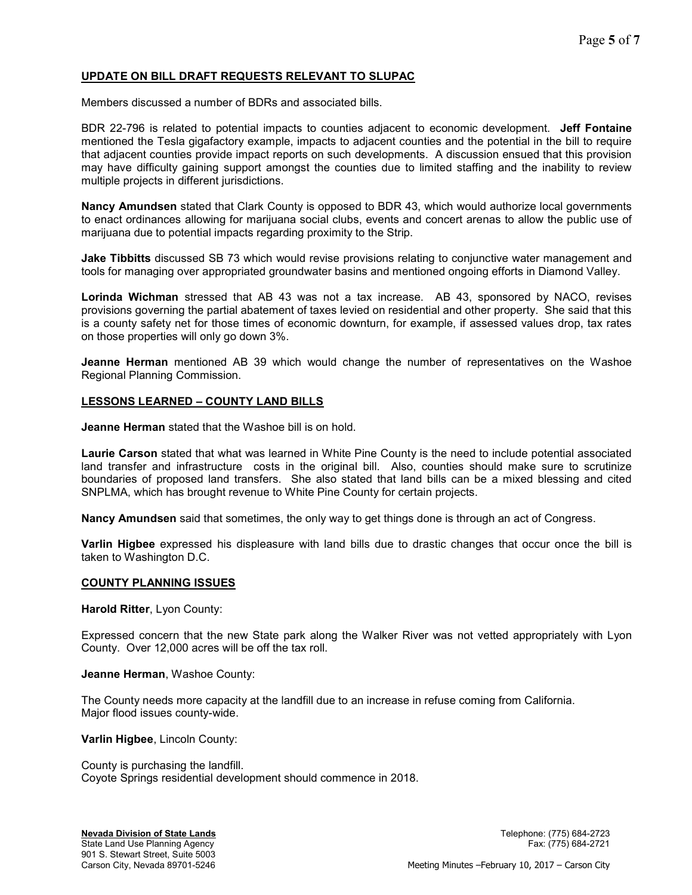**UPDATE ON BILL DRAFT REQUESTS RELEVANT TO SLUPAC**

Members discussed a number of BDRs and associated bills.

BDR 22-796 is related to potential impacts to counties adjacent to economic development. **Jeff Fontaine** mentioned the Tesla gigafactory example, impacts to adjacent counties and the potential in the bill to require that adjacent counties provide impact reports on such developments. A discussion ensued that this provision may have difficulty gaining support amongst the counties due to limited staffing and the inability to review multiple projects in different jurisdictions.

**Nancy Amundsen** stated that Clark County is opposed to BDR 43, which would authorize local governments to enact ordinances allowing for marijuana social clubs, events and concert arenas to allow the public use of marijuana due to potential impacts regarding proximity to the Strip.

**Jake Tibbitts** discussed SB 73 which would revise provisions relating to conjunctive water management and tools for managing over appropriated groundwater basins and mentioned ongoing efforts in Diamond Valley.

**Lorinda Wichman** stressed that AB 43 was not a tax increase. AB 43, sponsored by NACO, revises provisions governing the partial abatement of taxes levied on residential and other property. She said that this is a county safety net for those times of economic downturn, for example, if assessed values drop, tax rates on those properties will only go down 3%.

**Jeanne Herman** mentioned AB 39 which would change the number of representatives on the Washoe Regional Planning Commission.

**LESSONS LEARNED – COUNTY LAND BILLS**

**Jeanne Herman** stated that the Washoe bill is on hold.

**Laurie Carson** stated that what was learned in White Pine County is the need to include potential associated land transfer and infrastructure costs in the original bill. Also, counties should make sure to scrutinize boundaries of proposed land transfers. She also stated that land bills can be a mixed blessing and cited SNPLMA, which has brought revenue to White Pine County for certain projects.

**Nancy Amundsen** said that sometimes, the only way to get things done is through an act of Congress.

**Varlin Higbee** expressed his displeasure with land bills due to drastic changes that occur once the bill is taken to Washington D.C.

**COUNTY PLANNING ISSUES**

**Harold Ritter**, Lyon County:

Expressed concern that the new State park along the Walker River was not vetted appropriately with Lyon County. Over 12,000 acres will be off the tax roll.

**Jeanne Herman**, Washoe County:

The County needs more capacity at the landfill due to an increase in refuse coming from California.
Major flood issues county-wide.

**Varlin Higbee**, Lincoln County:

County is purchasing the landfill.
Coyote Springs residential development should commence in 2018.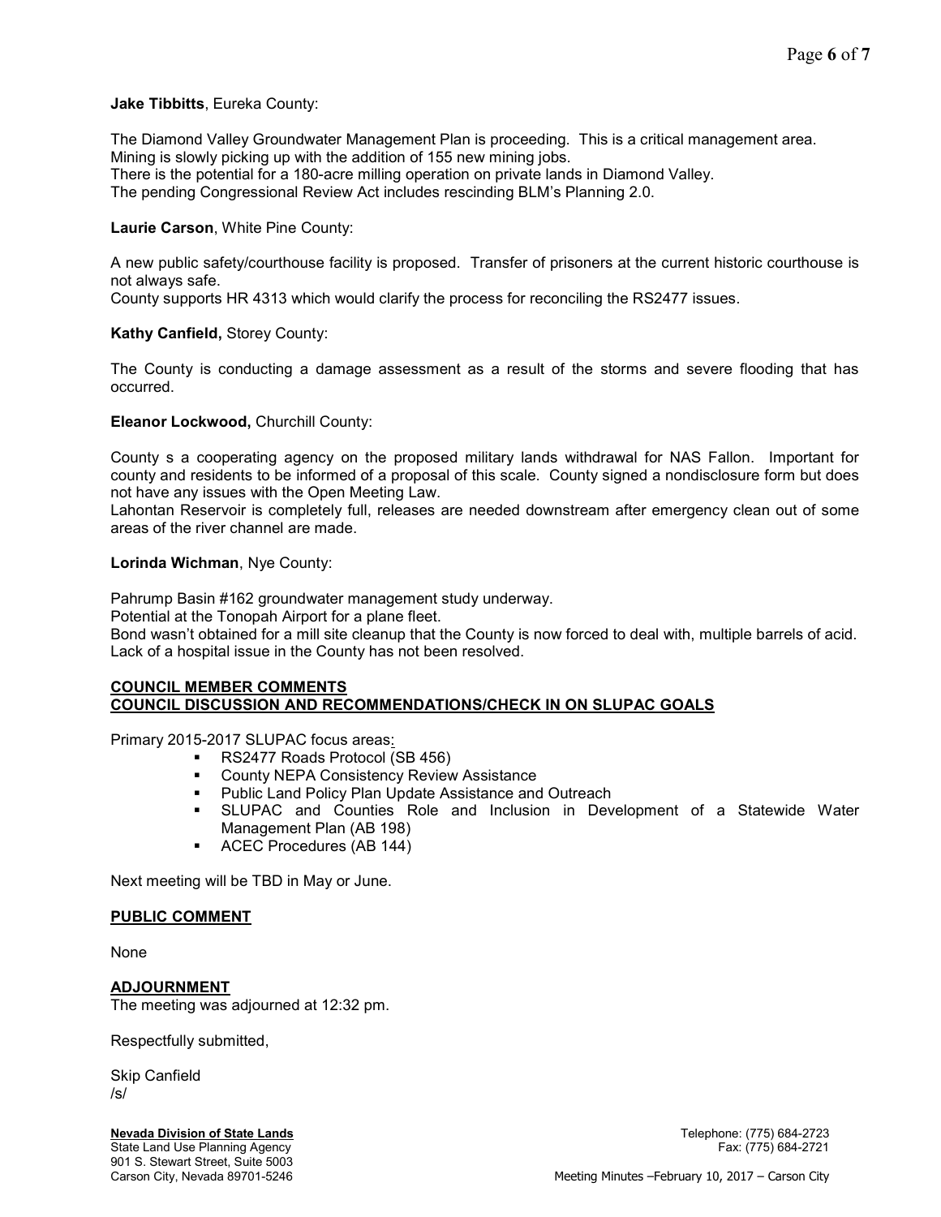**Jake Tibbitts**, Eureka County:

The Diamond Valley Groundwater Management Plan is proceeding. This is a critical management area.
Mining is slowly picking up with the addition of 155 new mining jobs.
There is the potential for a 180-acre milling operation on private lands in Diamond Valley.
The pending Congressional Review Act includes rescinding BLM's Planning 2.0.

**Laurie Carson**, White Pine County:

A new public safety/courthouse facility is proposed. Transfer of prisoners at the current historic courthouse is not always safe.
County supports HR 4313 which would clarify the process for reconciling the RS2477 issues.

**Kathy Canfield,** Storey County:

The County is conducting a damage assessment as a result of the storms and severe flooding that has occurred.

**Eleanor Lockwood,** Churchill County:

County s a cooperating agency on the proposed military lands withdrawal for NAS Fallon. Important for county and residents to be informed of a proposal of this scale. County signed a nondisclosure form but does not have any issues with the Open Meeting Law.
Lahontan Reservoir is completely full, releases are needed downstream after emergency clean out of some areas of the river channel are made.

**Lorinda Wichman**, Nye County:

Pahrump Basin #162 groundwater management study underway.
Potential at the Tonopah Airport for a plane fleet.
Bond wasn't obtained for a mill site cleanup that the County is now forced to deal with, multiple barrels of acid.
Lack of a hospital issue in the County has not been resolved.

**COUNCIL MEMBER COMMENTS**
**COUNCIL DISCUSSION AND RECOMMENDATIONS/CHECK IN ON SLUPAC GOALS**

Primary 2015-2017 SLUPAC focus areas:

- RS2477 Roads Protocol (SB 456)
- County NEPA Consistency Review Assistance
- Public Land Policy Plan Update Assistance and Outreach
- SLUPAC and Counties Role and Inclusion in Development of a Statewide Water Management Plan (AB 198)
- ACEC Procedures (AB 144)

Next meeting will be TBD in May or June.

**PUBLIC COMMENT**

None

**ADJOURNMENT**

The meeting was adjourned at 12:32 pm.

Respectfully submitted,

Skip Canfield
/s/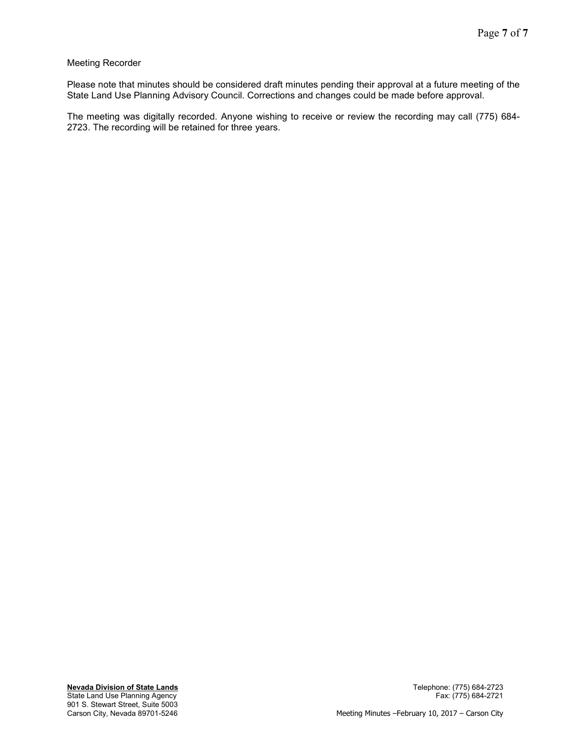Meeting Recorder

Please note that minutes should be considered draft minutes pending their approval at a future meeting of the State Land Use Planning Advisory Council. Corrections and changes could be made before approval.

The meeting was digitally recorded. Anyone wishing to receive or review the recording may call (775) 684-2723. The recording will be retained for three years.